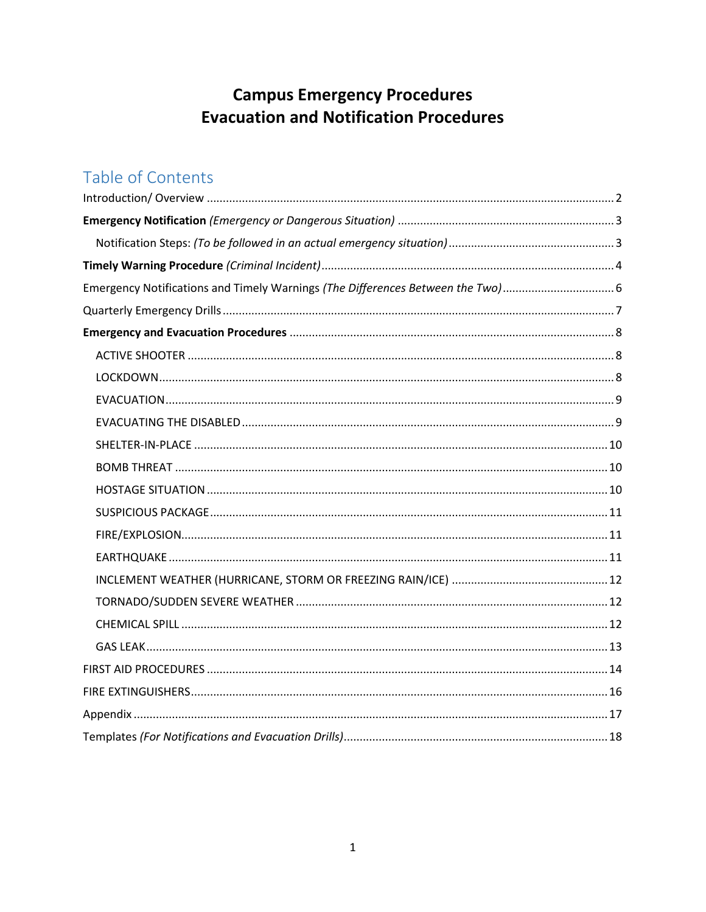# Campus Emergency Procedures
# Evacuation and Notification Procedures

## Table of Contents

Introduction/ Overview ..... 2

**Emergency Notification** *(Emergency or Dangerous Situation)* ..... 3

- Notification Steps: *(To be followed in an actual emergency situation)* ..... 3

**Timely Warning Procedure** *(Criminal Incident)* ..... 4

Emergency Notifications and Timely Warnings *(The Differences Between the Two)* ..... 6

Quarterly Emergency Drills ..... 7

**Emergency and Evacuation Procedures** ..... 8

- ACTIVE SHOOTER ..... 8
- LOCKDOWN ..... 8
- EVACUATION ..... 9
- EVACUATING THE DISABLED ..... 9
- SHELTER-IN-PLACE ..... 10
- BOMB THREAT ..... 10
- HOSTAGE SITUATION ..... 10
- SUSPICIOUS PACKAGE ..... 11
- FIRE/EXPLOSION ..... 11
- EARTHQUAKE ..... 11
- INCLEMENT WEATHER (HURRICANE, STORM OR FREEZING RAIN/ICE) ..... 12
- TORNADO/SUDDEN SEVERE WEATHER ..... 12
- CHEMICAL SPILL ..... 12
- GAS LEAK ..... 13

FIRST AID PROCEDURES ..... 14

FIRE EXTINGUISHERS ..... 16

Appendix ..... 17

Templates *(For Notifications and Evacuation Drills)* ..... 18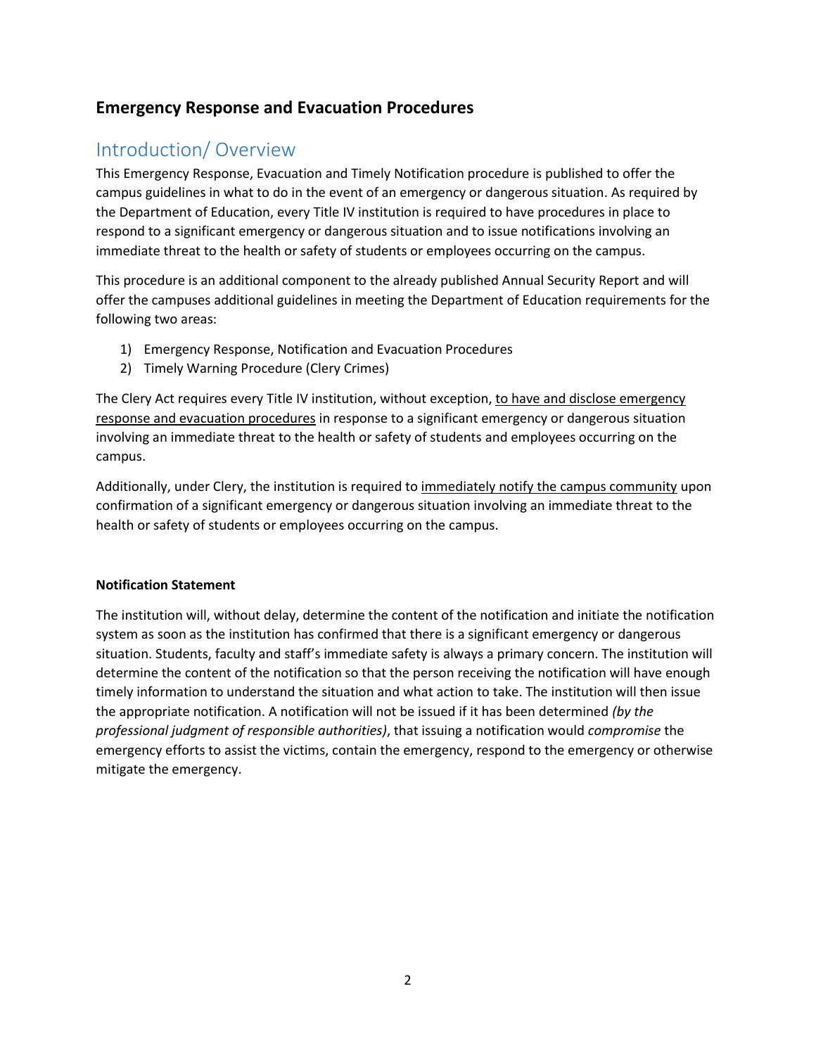## Emergency Response and Evacuation Procedures

# Introduction/ Overview

This Emergency Response, Evacuation and Timely Notification procedure is published to offer the campus guidelines in what to do in the event of an emergency or dangerous situation. As required by the Department of Education, every Title IV institution is required to have procedures in place to respond to a significant emergency or dangerous situation and to issue notifications involving an immediate threat to the health or safety of students or employees occurring on the campus.

This procedure is an additional component to the already published Annual Security Report and will offer the campuses additional guidelines in meeting the Department of Education requirements for the following two areas:

1) Emergency Response, Notification and Evacuation Procedures
2) Timely Warning Procedure (Clery Crimes)

The Clery Act requires every Title IV institution, without exception, to have and disclose emergency response and evacuation procedures in response to a significant emergency or dangerous situation involving an immediate threat to the health or safety of students and employees occurring on the campus.

Additionally, under Clery, the institution is required to immediately notify the campus community upon confirmation of a significant emergency or dangerous situation involving an immediate threat to the health or safety of students or employees occurring on the campus.

**Notification Statement**

The institution will, without delay, determine the content of the notification and initiate the notification system as soon as the institution has confirmed that there is a significant emergency or dangerous situation. Students, faculty and staff's immediate safety is always a primary concern. The institution will determine the content of the notification so that the person receiving the notification will have enough timely information to understand the situation and what action to take. The institution will then issue the appropriate notification. A notification will not be issued if it has been determined *(by the professional judgment of responsible authorities)*, that issuing a notification would *compromise* the emergency efforts to assist the victims, contain the emergency, respond to the emergency or otherwise mitigate the emergency.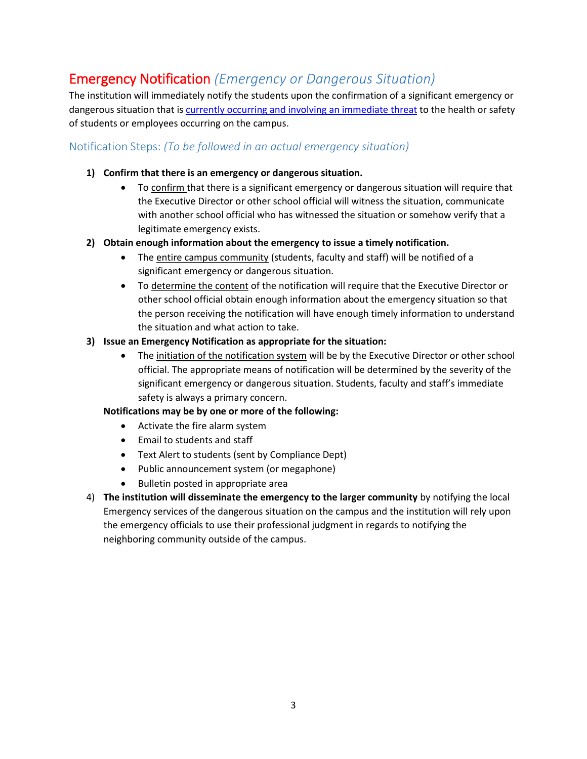## Emergency Notification *(Emergency or Dangerous Situation)*

The institution will immediately notify the students upon the confirmation of a significant emergency or dangerous situation that is currently occurring and involving an immediate threat to the health or safety of students or employees occurring on the campus.

### Notification Steps: *(To be followed in an actual emergency situation)*

1) **Confirm that there is an emergency or dangerous situation.**
   - To confirm that there is a significant emergency or dangerous situation will require that the Executive Director or other school official will witness the situation, communicate with another school official who has witnessed the situation or somehow verify that a legitimate emergency exists.
2) **Obtain enough information about the emergency to issue a timely notification.**
   - The entire campus community (students, faculty and staff) will be notified of a significant emergency or dangerous situation.
   - To determine the content of the notification will require that the Executive Director or other school official obtain enough information about the emergency situation so that the person receiving the notification will have enough timely information to understand the situation and what action to take.
3) **Issue an Emergency Notification as appropriate for the situation:**
   - The initiation of the notification system will be by the Executive Director or other school official. The appropriate means of notification will be determined by the severity of the significant emergency or dangerous situation. Students, faculty and staff's immediate safety is always a primary concern.

   **Notifications may be by one or more of the following:**
   - Activate the fire alarm system
   - Email to students and staff
   - Text Alert to students (sent by Compliance Dept)
   - Public announcement system (or megaphone)
   - Bulletin posted in appropriate area
4) **The institution will disseminate the emergency to the larger community** by notifying the local Emergency services of the dangerous situation on the campus and the institution will rely upon the emergency officials to use their professional judgment in regards to notifying the neighboring community outside of the campus.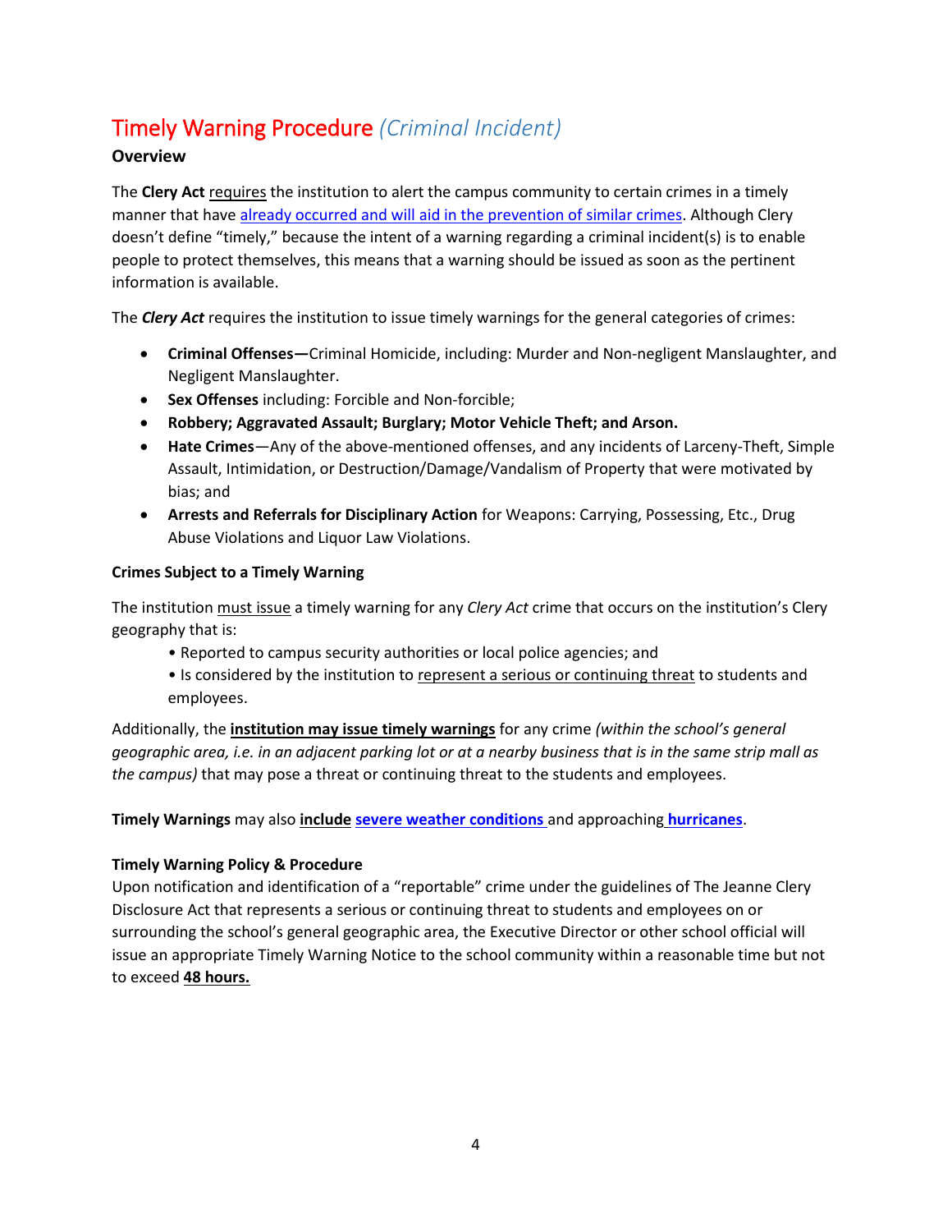# Timely Warning Procedure *(Criminal Incident)*

**Overview**

The **Clery Act** requires the institution to alert the campus community to certain crimes in a timely manner that have already occurred and will aid in the prevention of similar crimes. Although Clery doesn't define "timely," because the intent of a warning regarding a criminal incident(s) is to enable people to protect themselves, this means that a warning should be issued as soon as the pertinent information is available.

The ***Clery Act*** requires the institution to issue timely warnings for the general categories of crimes:

- **Criminal Offenses—**Criminal Homicide, including: Murder and Non-negligent Manslaughter, and Negligent Manslaughter.
- **Sex Offenses** including: Forcible and Non-forcible;
- **Robbery; Aggravated Assault; Burglary; Motor Vehicle Theft; and Arson.**
- **Hate Crimes**—Any of the above-mentioned offenses, and any incidents of Larceny-Theft, Simple Assault, Intimidation, or Destruction/Damage/Vandalism of Property that were motivated by bias; and
- **Arrests and Referrals for Disciplinary Action** for Weapons: Carrying, Possessing, Etc., Drug Abuse Violations and Liquor Law Violations.

**Crimes Subject to a Timely Warning**

The institution must issue a timely warning for any *Clery Act* crime that occurs on the institution's Clery geography that is:

- Reported to campus security authorities or local police agencies; and
- Is considered by the institution to represent a serious or continuing threat to students and employees.

Additionally, the **institution may issue timely warnings** for any crime *(within the school's general geographic area, i.e. in an adjacent parking lot or at a nearby business that is in the same strip mall as the campus)* that may pose a threat or continuing threat to the students and employees.

**Timely Warnings** may also **include** **severe weather conditions** and approaching **hurricanes**.

**Timely Warning Policy & Procedure**

Upon notification and identification of a "reportable" crime under the guidelines of The Jeanne Clery Disclosure Act that represents a serious or continuing threat to students and employees on or surrounding the school's general geographic area, the Executive Director or other school official will issue an appropriate Timely Warning Notice to the school community within a reasonable time but not to exceed **48 hours.**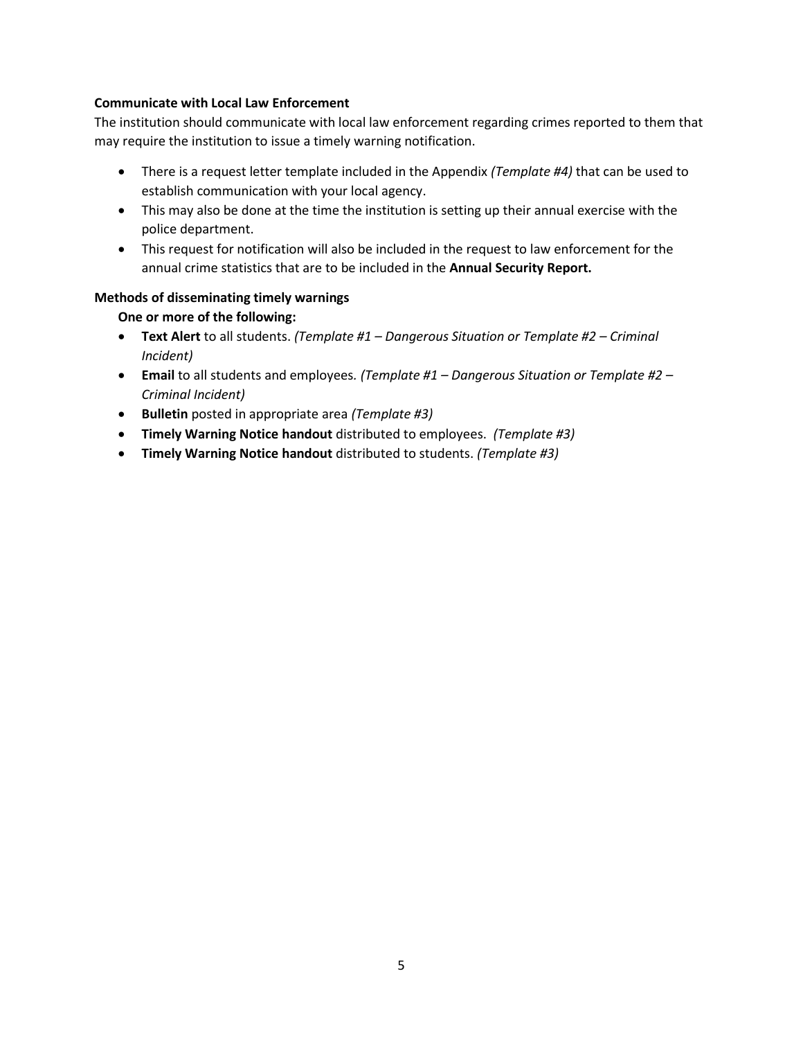**Communicate with Local Law Enforcement**

The institution should communicate with local law enforcement regarding crimes reported to them that may require the institution to issue a timely warning notification.

- There is a request letter template included in the Appendix *(Template #4)* that can be used to establish communication with your local agency.
- This may also be done at the time the institution is setting up their annual exercise with the police department.
- This request for notification will also be included in the request to law enforcement for the annual crime statistics that are to be included in the **Annual Security Report.**

**Methods of disseminating timely warnings**

**One or more of the following:**

- **Text Alert** to all students. *(Template #1 – Dangerous Situation or Template #2 – Criminal Incident)*
- **Email** to all students and employees. *(Template #1 – Dangerous Situation or Template #2 – Criminal Incident)*
- **Bulletin** posted in appropriate area *(Template #3)*
- **Timely Warning Notice handout** distributed to employees. *(Template #3)*
- **Timely Warning Notice handout** distributed to students. *(Template #3)*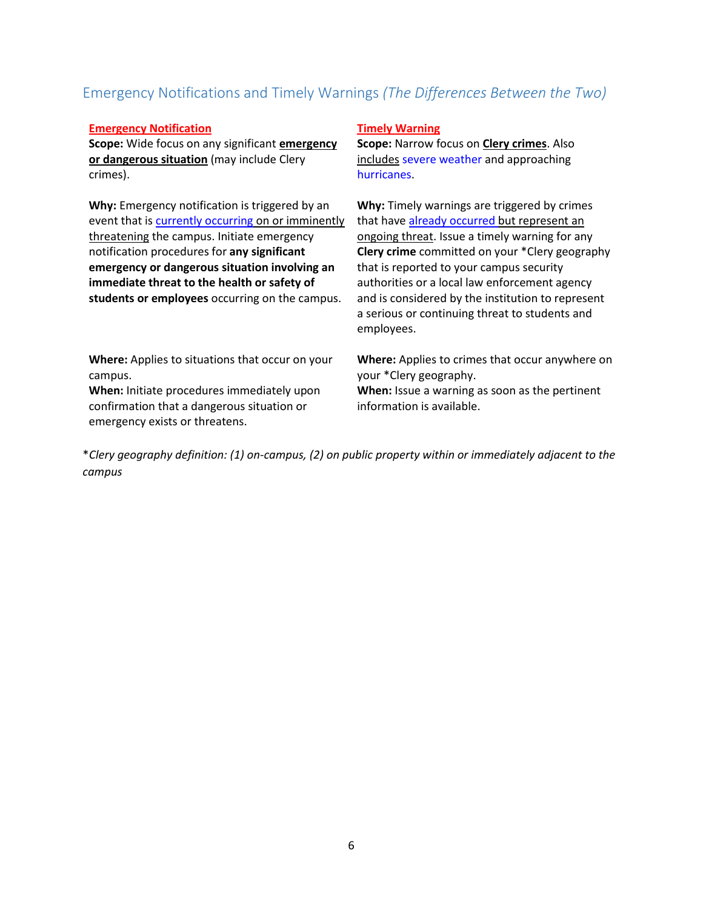## Emergency Notifications and Timely Warnings *(The Differences Between the Two)*

**Emergency Notification**

**Scope:** Wide focus on any significant **emergency or dangerous situation** (may include Clery crimes).

**Why:** Emergency notification is triggered by an event that is currently occurring on or imminently threatening the campus. Initiate emergency notification procedures for **any significant emergency or dangerous situation involving an immediate threat to the health or safety of students or employees** occurring on the campus.

**Where:** Applies to situations that occur on your campus.

**When:** Initiate procedures immediately upon confirmation that a dangerous situation or emergency exists or threatens.

**Timely Warning**

**Scope:** Narrow focus on **Clery crimes**. Also includes severe weather and approaching hurricanes.

**Why:** Timely warnings are triggered by crimes that have already occurred but represent an ongoing threat. Issue a timely warning for any **Clery crime** committed on your *Clery geography that is reported to your campus security authorities or a local law enforcement agency and is considered by the institution to represent a serious or continuing threat to students and employees.

**Where:** Applies to crimes that occur anywhere on your *Clery geography.

**When:** Issue a warning as soon as the pertinent information is available.

**Clery geography definition: (1) on-campus, (2) on public property within or immediately adjacent to the campus*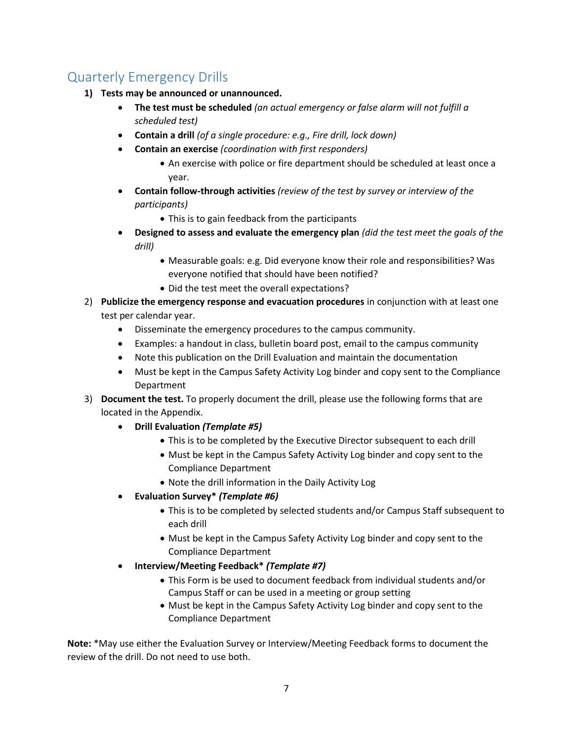## Quarterly Emergency Drills

1) **Tests may be announced or unannounced.**
    - **The test must be scheduled** *(an actual emergency or false alarm will not fulfill a scheduled test)*
    - **Contain a drill** *(of a single procedure: e.g., Fire drill, lock down)*
    - **Contain an exercise** *(coordination with first responders)*
        - An exercise with police or fire department should be scheduled at least once a year.
    - **Contain follow-through activities** *(review of the test by survey or interview of the participants)*
        - This is to gain feedback from the participants
    - **Designed to assess and evaluate the emergency plan** *(did the test meet the goals of the drill)*
        - Measurable goals: e.g. Did everyone know their role and responsibilities? Was everyone notified that should have been notified?
        - Did the test meet the overall expectations?
2) **Publicize the emergency response and evacuation procedures** in conjunction with at least one test per calendar year.
    - Disseminate the emergency procedures to the campus community.
    - Examples: a handout in class, bulletin board post, email to the campus community
    - Note this publication on the Drill Evaluation and maintain the documentation
    - Must be kept in the Campus Safety Activity Log binder and copy sent to the Compliance Department
3) **Document the test.** To properly document the drill, please use the following forms that are located in the Appendix.
    - **Drill Evaluation *(Template #5)***
        - This is to be completed by the Executive Director subsequent to each drill
        - Must be kept in the Campus Safety Activity Log binder and copy sent to the Compliance Department
        - Note the drill information in the Daily Activity Log
    - **Evaluation Survey\* *(Template #6)***
        - This is to be completed by selected students and/or Campus Staff subsequent to each drill
        - Must be kept in the Campus Safety Activity Log binder and copy sent to the Compliance Department
    - **Interview/Meeting Feedback\* *(Template #7)***
        - This Form is be used to document feedback from individual students and/or Campus Staff or can be used in a meeting or group setting
        - Must be kept in the Campus Safety Activity Log binder and copy sent to the Compliance Department

**Note:** *May use either the Evaluation Survey or Interview/Meeting Feedback forms to document the review of the drill. Do not need to use both.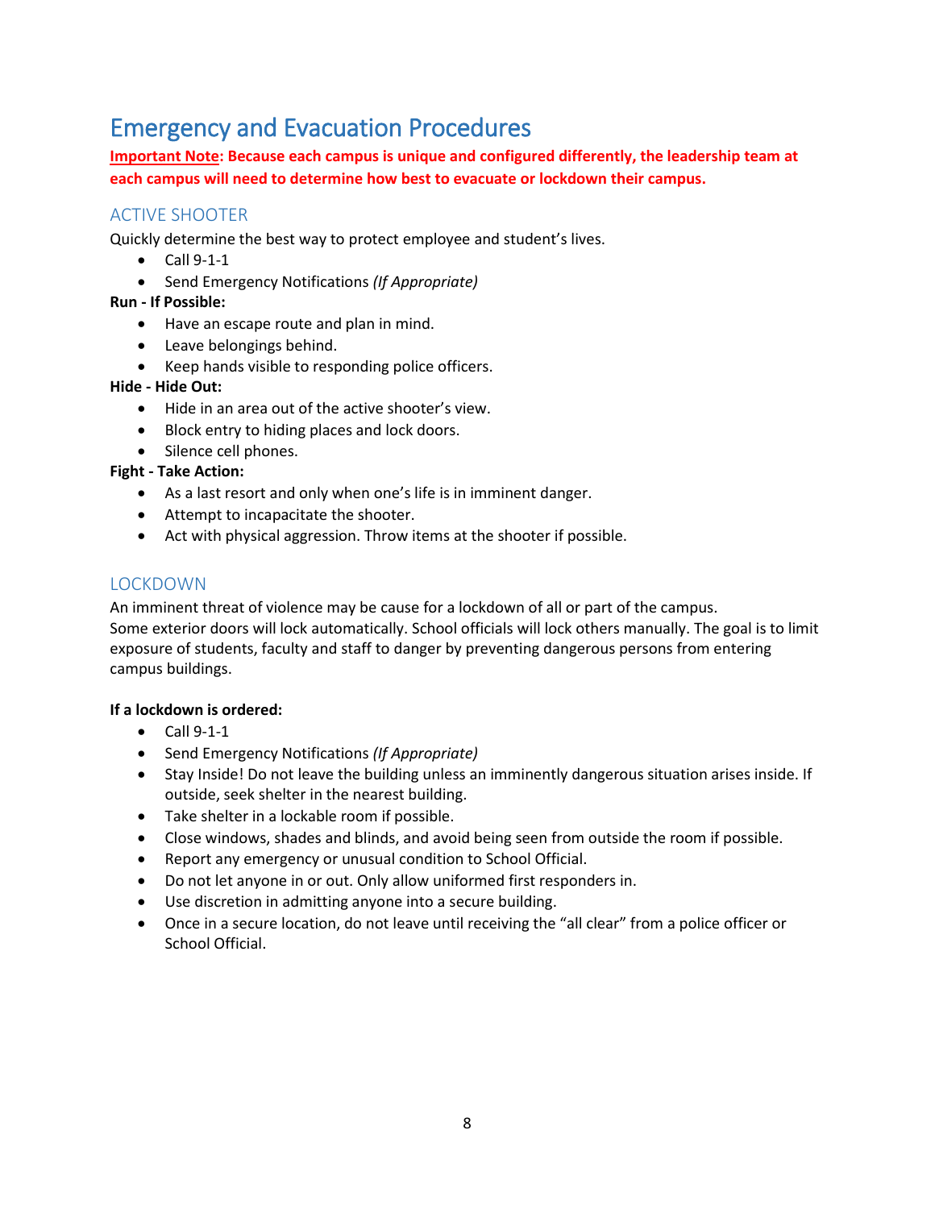# Emergency and Evacuation Procedures

**Important Note: Because each campus is unique and configured differently, the leadership team at each campus will need to determine how best to evacuate or lockdown their campus.**

## ACTIVE SHOOTER

Quickly determine the best way to protect employee and student's lives.

- Call 9-1-1
- Send Emergency Notifications *(If Appropriate)*

**Run - If Possible:**

- Have an escape route and plan in mind.
- Leave belongings behind.
- Keep hands visible to responding police officers.

**Hide - Hide Out:**

- Hide in an area out of the active shooter's view.
- Block entry to hiding places and lock doors.
- Silence cell phones.

**Fight - Take Action:**

- As a last resort and only when one's life is in imminent danger.
- Attempt to incapacitate the shooter.
- Act with physical aggression. Throw items at the shooter if possible.

## LOCKDOWN

An imminent threat of violence may be cause for a lockdown of all or part of the campus.
Some exterior doors will lock automatically. School officials will lock others manually. The goal is to limit exposure of students, faculty and staff to danger by preventing dangerous persons from entering campus buildings.

**If a lockdown is ordered:**

- Call 9-1-1
- Send Emergency Notifications *(If Appropriate)*
- Stay Inside! Do not leave the building unless an imminently dangerous situation arises inside. If outside, seek shelter in the nearest building.
- Take shelter in a lockable room if possible.
- Close windows, shades and blinds, and avoid being seen from outside the room if possible.
- Report any emergency or unusual condition to School Official.
- Do not let anyone in or out. Only allow uniformed first responders in.
- Use discretion in admitting anyone into a secure building.
- Once in a secure location, do not leave until receiving the "all clear" from a police officer or School Official.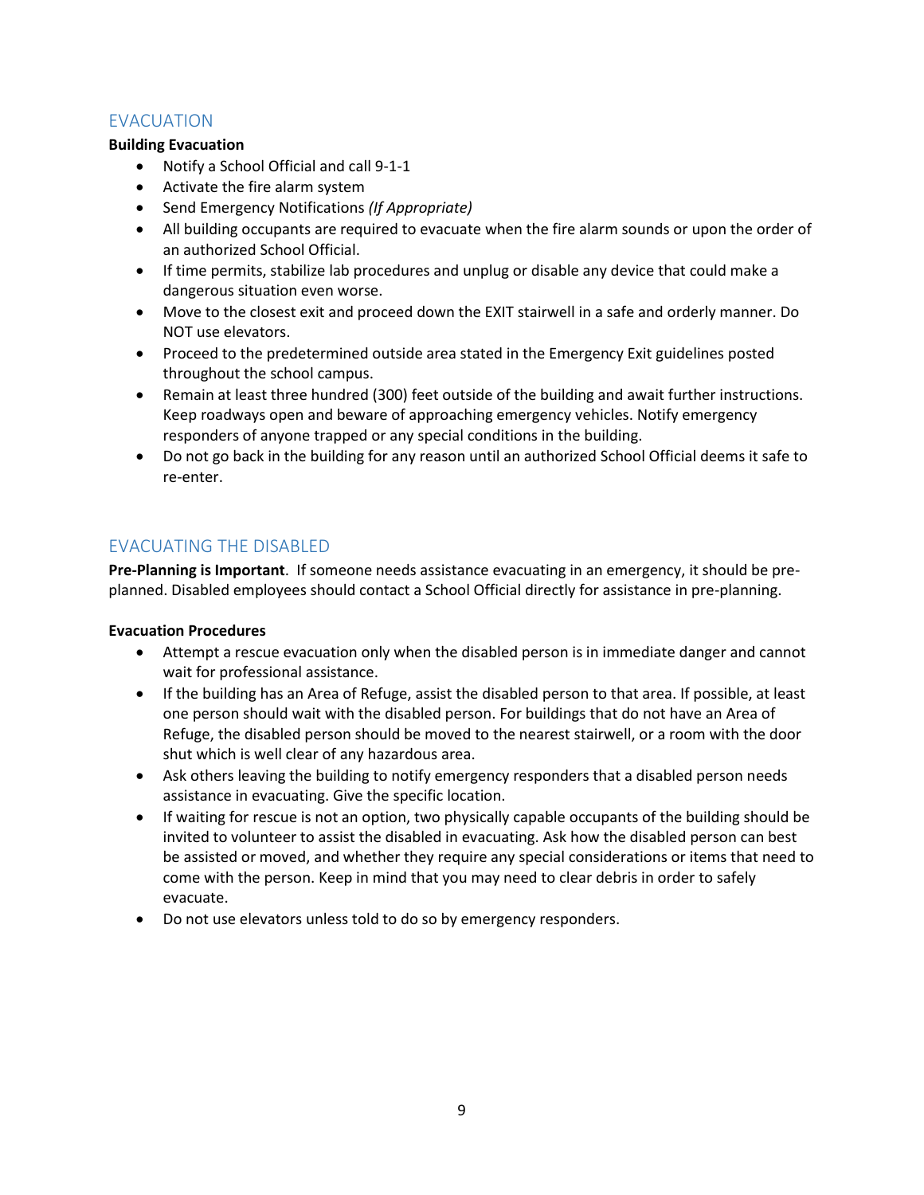## EVACUATION

**Building Evacuation**

- Notify a School Official and call 9-1-1
- Activate the fire alarm system
- Send Emergency Notifications *(If Appropriate)*
- All building occupants are required to evacuate when the fire alarm sounds or upon the order of an authorized School Official.
- If time permits, stabilize lab procedures and unplug or disable any device that could make a dangerous situation even worse.
- Move to the closest exit and proceed down the EXIT stairwell in a safe and orderly manner. Do NOT use elevators.
- Proceed to the predetermined outside area stated in the Emergency Exit guidelines posted throughout the school campus.
- Remain at least three hundred (300) feet outside of the building and await further instructions. Keep roadways open and beware of approaching emergency vehicles. Notify emergency responders of anyone trapped or any special conditions in the building.
- Do not go back in the building for any reason until an authorized School Official deems it safe to re-enter.

## EVACUATING THE DISABLED

**Pre-Planning is Important**. If someone needs assistance evacuating in an emergency, it should be pre-planned. Disabled employees should contact a School Official directly for assistance in pre-planning.

**Evacuation Procedures**

- Attempt a rescue evacuation only when the disabled person is in immediate danger and cannot wait for professional assistance.
- If the building has an Area of Refuge, assist the disabled person to that area. If possible, at least one person should wait with the disabled person. For buildings that do not have an Area of Refuge, the disabled person should be moved to the nearest stairwell, or a room with the door shut which is well clear of any hazardous area.
- Ask others leaving the building to notify emergency responders that a disabled person needs assistance in evacuating. Give the specific location.
- If waiting for rescue is not an option, two physically capable occupants of the building should be invited to volunteer to assist the disabled in evacuating. Ask how the disabled person can best be assisted or moved, and whether they require any special considerations or items that need to come with the person. Keep in mind that you may need to clear debris in order to safely evacuate.
- Do not use elevators unless told to do so by emergency responders.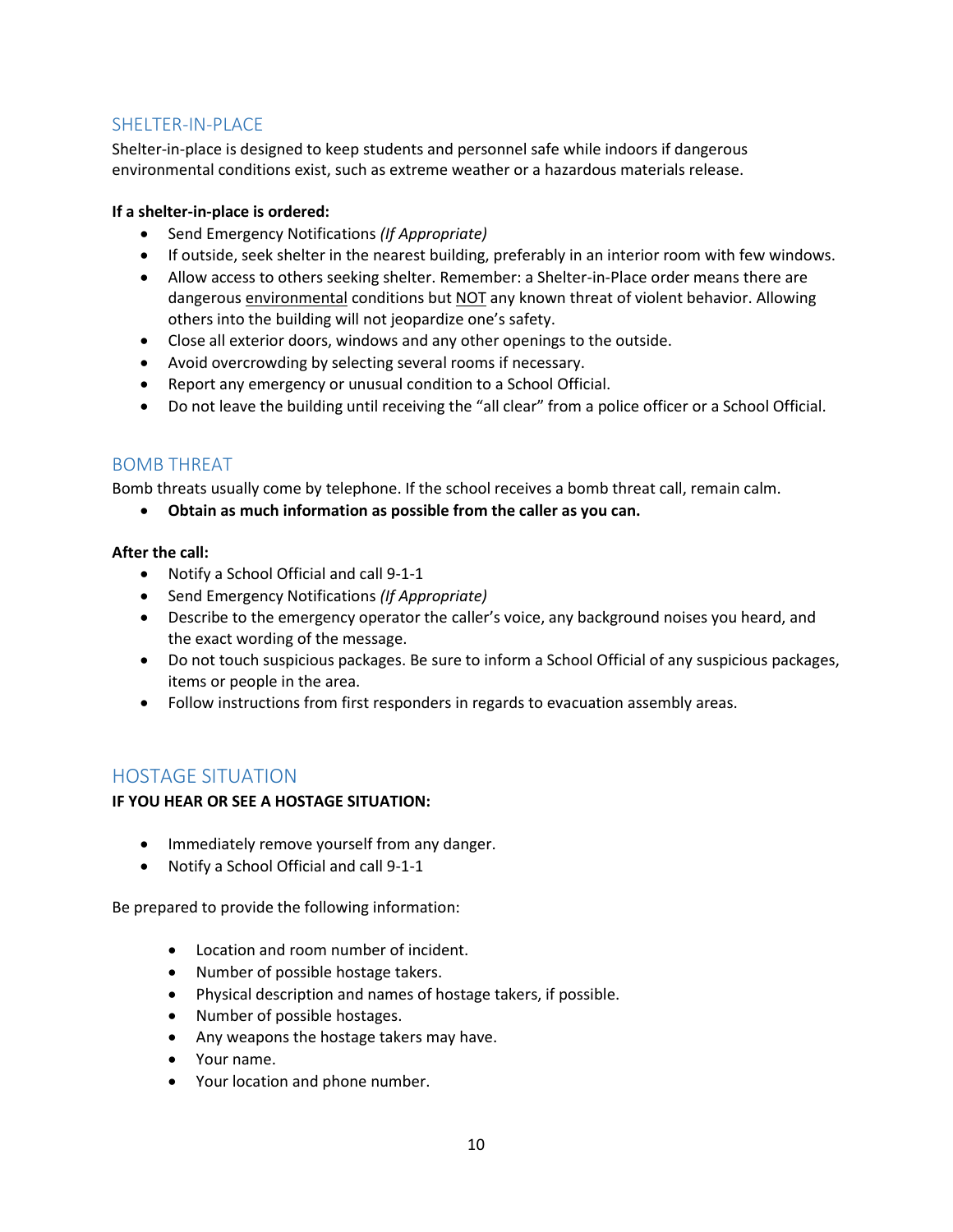## SHELTER-IN-PLACE

Shelter-in-place is designed to keep students and personnel safe while indoors if dangerous environmental conditions exist, such as extreme weather or a hazardous materials release.

**If a shelter-in-place is ordered:**

- Send Emergency Notifications *(If Appropriate)*
- If outside, seek shelter in the nearest building, preferably in an interior room with few windows.
- Allow access to others seeking shelter. Remember: a Shelter-in-Place order means there are dangerous <u>environmental</u> conditions but <u>NOT</u> any known threat of violent behavior. Allowing others into the building will not jeopardize one's safety.
- Close all exterior doors, windows and any other openings to the outside.
- Avoid overcrowding by selecting several rooms if necessary.
- Report any emergency or unusual condition to a School Official.
- Do not leave the building until receiving the "all clear" from a police officer or a School Official.

## BOMB THREAT

Bomb threats usually come by telephone. If the school receives a bomb threat call, remain calm.

- **Obtain as much information as possible from the caller as you can.**

**After the call:**

- Notify a School Official and call 9-1-1
- Send Emergency Notifications *(If Appropriate)*
- Describe to the emergency operator the caller's voice, any background noises you heard, and the exact wording of the message.
- Do not touch suspicious packages. Be sure to inform a School Official of any suspicious packages, items or people in the area.
- Follow instructions from first responders in regards to evacuation assembly areas.

## HOSTAGE SITUATION

**IF YOU HEAR OR SEE A HOSTAGE SITUATION:**

- Immediately remove yourself from any danger.
- Notify a School Official and call 9-1-1

Be prepared to provide the following information:

- Location and room number of incident.
- Number of possible hostage takers.
- Physical description and names of hostage takers, if possible.
- Number of possible hostages.
- Any weapons the hostage takers may have.
- Your name.
- Your location and phone number.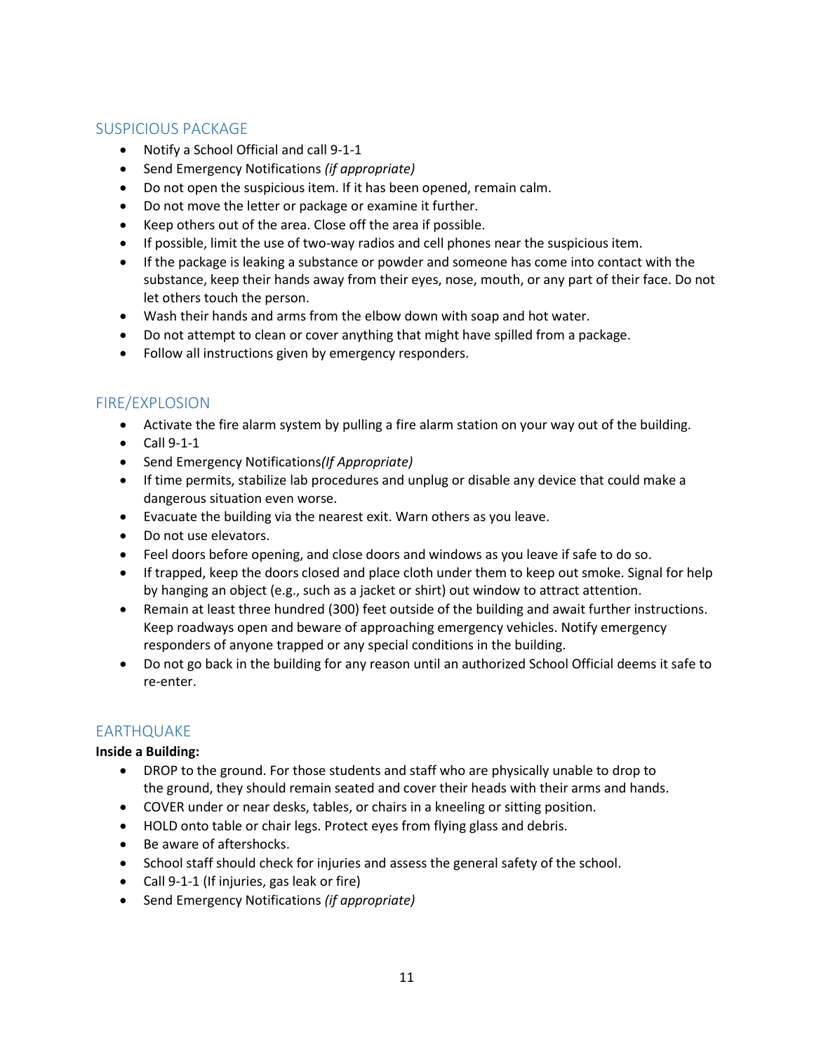## SUSPICIOUS PACKAGE

- Notify a School Official and call 9-1-1
- Send Emergency Notifications *(if appropriate)*
- Do not open the suspicious item. If it has been opened, remain calm.
- Do not move the letter or package or examine it further.
- Keep others out of the area. Close off the area if possible.
- If possible, limit the use of two-way radios and cell phones near the suspicious item.
- If the package is leaking a substance or powder and someone has come into contact with the substance, keep their hands away from their eyes, nose, mouth, or any part of their face. Do not let others touch the person.
- Wash their hands and arms from the elbow down with soap and hot water.
- Do not attempt to clean or cover anything that might have spilled from a package.
- Follow all instructions given by emergency responders.

## FIRE/EXPLOSION

- Activate the fire alarm system by pulling a fire alarm station on your way out of the building.
- Call 9-1-1
- Send Emergency Notifications*(If Appropriate)*
- If time permits, stabilize lab procedures and unplug or disable any device that could make a dangerous situation even worse.
- Evacuate the building via the nearest exit. Warn others as you leave.
- Do not use elevators.
- Feel doors before opening, and close doors and windows as you leave if safe to do so.
- If trapped, keep the doors closed and place cloth under them to keep out smoke. Signal for help by hanging an object (e.g., such as a jacket or shirt) out window to attract attention.
- Remain at least three hundred (300) feet outside of the building and await further instructions. Keep roadways open and beware of approaching emergency vehicles. Notify emergency responders of anyone trapped or any special conditions in the building.
- Do not go back in the building for any reason until an authorized School Official deems it safe to re-enter.

## EARTHQUAKE

**Inside a Building:**

- DROP to the ground. For those students and staff who are physically unable to drop to the ground, they should remain seated and cover their heads with their arms and hands.
- COVER under or near desks, tables, or chairs in a kneeling or sitting position.
- HOLD onto table or chair legs. Protect eyes from flying glass and debris.
- Be aware of aftershocks.
- School staff should check for injuries and assess the general safety of the school.
- Call 9-1-1 (If injuries, gas leak or fire)
- Send Emergency Notifications *(if appropriate)*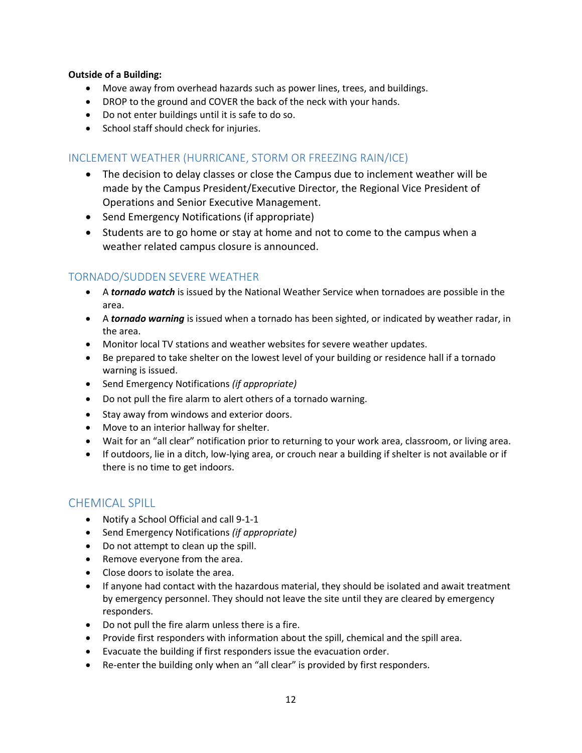**Outside of a Building:**

- Move away from overhead hazards such as power lines, trees, and buildings.
- DROP to the ground and COVER the back of the neck with your hands.
- Do not enter buildings until it is safe to do so.
- School staff should check for injuries.

## INCLEMENT WEATHER (HURRICANE, STORM OR FREEZING RAIN/ICE)

- The decision to delay classes or close the Campus due to inclement weather will be made by the Campus President/Executive Director, the Regional Vice President of Operations and Senior Executive Management.
- Send Emergency Notifications (if appropriate)
- Students are to go home or stay at home and not to come to the campus when a weather related campus closure is announced.

## TORNADO/SUDDEN SEVERE WEATHER

- A ***tornado watch*** is issued by the National Weather Service when tornadoes are possible in the area.
- A ***tornado warning*** is issued when a tornado has been sighted, or indicated by weather radar, in the area.
- Monitor local TV stations and weather websites for severe weather updates.
- Be prepared to take shelter on the lowest level of your building or residence hall if a tornado warning is issued.
- Send Emergency Notifications *(if appropriate)*
- Do not pull the fire alarm to alert others of a tornado warning.
- Stay away from windows and exterior doors.
- Move to an interior hallway for shelter.
- Wait for an "all clear" notification prior to returning to your work area, classroom, or living area.
- If outdoors, lie in a ditch, low-lying area, or crouch near a building if shelter is not available or if there is no time to get indoors.

## CHEMICAL SPILL

- Notify a School Official and call 9-1-1
- Send Emergency Notifications *(if appropriate)*
- Do not attempt to clean up the spill.
- Remove everyone from the area.
- Close doors to isolate the area.
- If anyone had contact with the hazardous material, they should be isolated and await treatment by emergency personnel. They should not leave the site until they are cleared by emergency responders.
- Do not pull the fire alarm unless there is a fire.
- Provide first responders with information about the spill, chemical and the spill area.
- Evacuate the building if first responders issue the evacuation order.
- Re-enter the building only when an "all clear" is provided by first responders.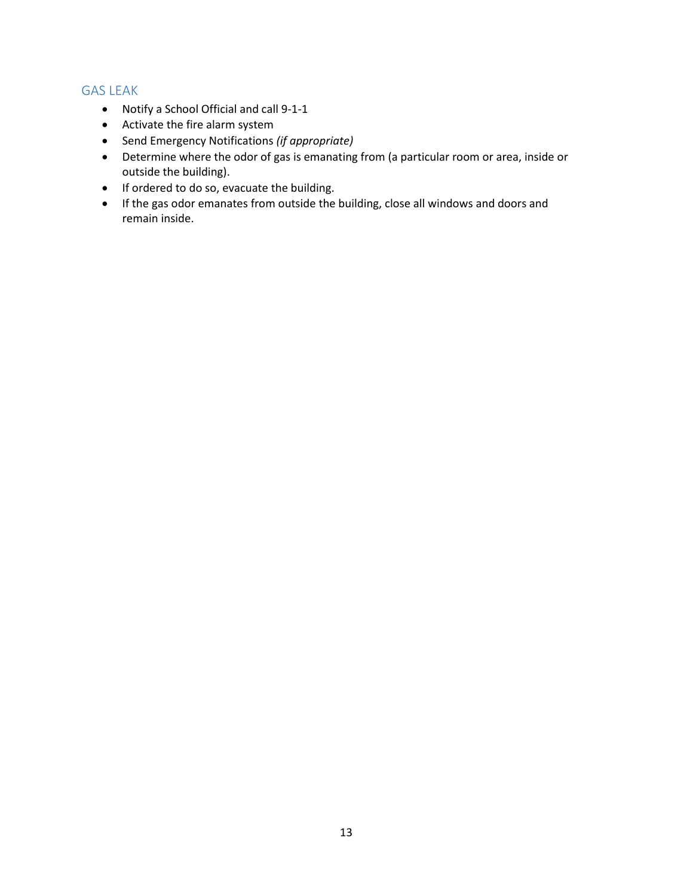## GAS LEAK

- Notify a School Official and call 9-1-1
- Activate the fire alarm system
- Send Emergency Notifications *(if appropriate)*
- Determine where the odor of gas is emanating from (a particular room or area, inside or outside the building).
- If ordered to do so, evacuate the building.
- If the gas odor emanates from outside the building, close all windows and doors and remain inside.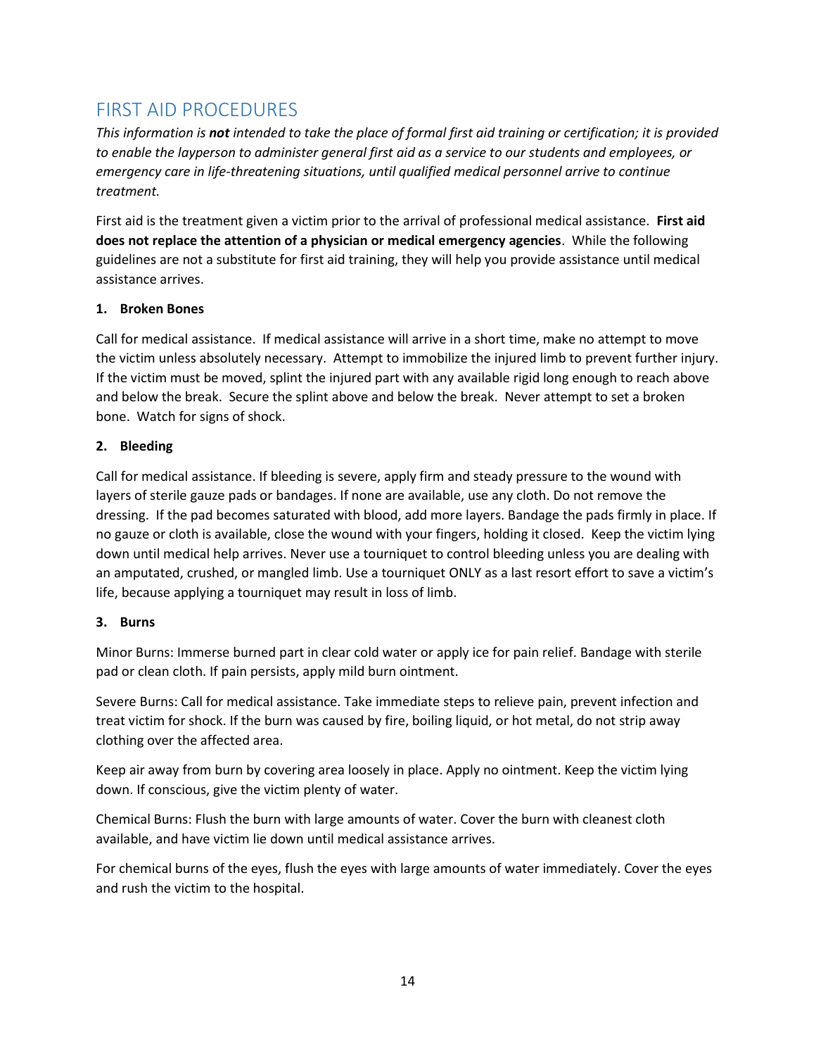## FIRST AID PROCEDURES

*This information is **not** intended to take the place of formal first aid training or certification; it is provided to enable the layperson to administer general first aid as a service to our students and employees, or emergency care in life-threatening situations, until qualified medical personnel arrive to continue treatment.*

First aid is the treatment given a victim prior to the arrival of professional medical assistance. **First aid does not replace the attention of a physician or medical emergency agencies**. While the following guidelines are not a substitute for first aid training, they will help you provide assistance until medical assistance arrives.

**1. Broken Bones**

Call for medical assistance. If medical assistance will arrive in a short time, make no attempt to move the victim unless absolutely necessary. Attempt to immobilize the injured limb to prevent further injury. If the victim must be moved, splint the injured part with any available rigid long enough to reach above and below the break. Secure the splint above and below the break. Never attempt to set a broken bone. Watch for signs of shock.

**2. Bleeding**

Call for medical assistance. If bleeding is severe, apply firm and steady pressure to the wound with layers of sterile gauze pads or bandages. If none are available, use any cloth. Do not remove the dressing. If the pad becomes saturated with blood, add more layers. Bandage the pads firmly in place. If no gauze or cloth is available, close the wound with your fingers, holding it closed. Keep the victim lying down until medical help arrives. Never use a tourniquet to control bleeding unless you are dealing with an amputated, crushed, or mangled limb. Use a tourniquet ONLY as a last resort effort to save a victim's life, because applying a tourniquet may result in loss of limb.

**3. Burns**

Minor Burns: Immerse burned part in clear cold water or apply ice for pain relief. Bandage with sterile pad or clean cloth. If pain persists, apply mild burn ointment.

Severe Burns: Call for medical assistance. Take immediate steps to relieve pain, prevent infection and treat victim for shock. If the burn was caused by fire, boiling liquid, or hot metal, do not strip away clothing over the affected area.

Keep air away from burn by covering area loosely in place. Apply no ointment. Keep the victim lying down. If conscious, give the victim plenty of water.

Chemical Burns: Flush the burn with large amounts of water. Cover the burn with cleanest cloth available, and have victim lie down until medical assistance arrives.

For chemical burns of the eyes, flush the eyes with large amounts of water immediately. Cover the eyes and rush the victim to the hospital.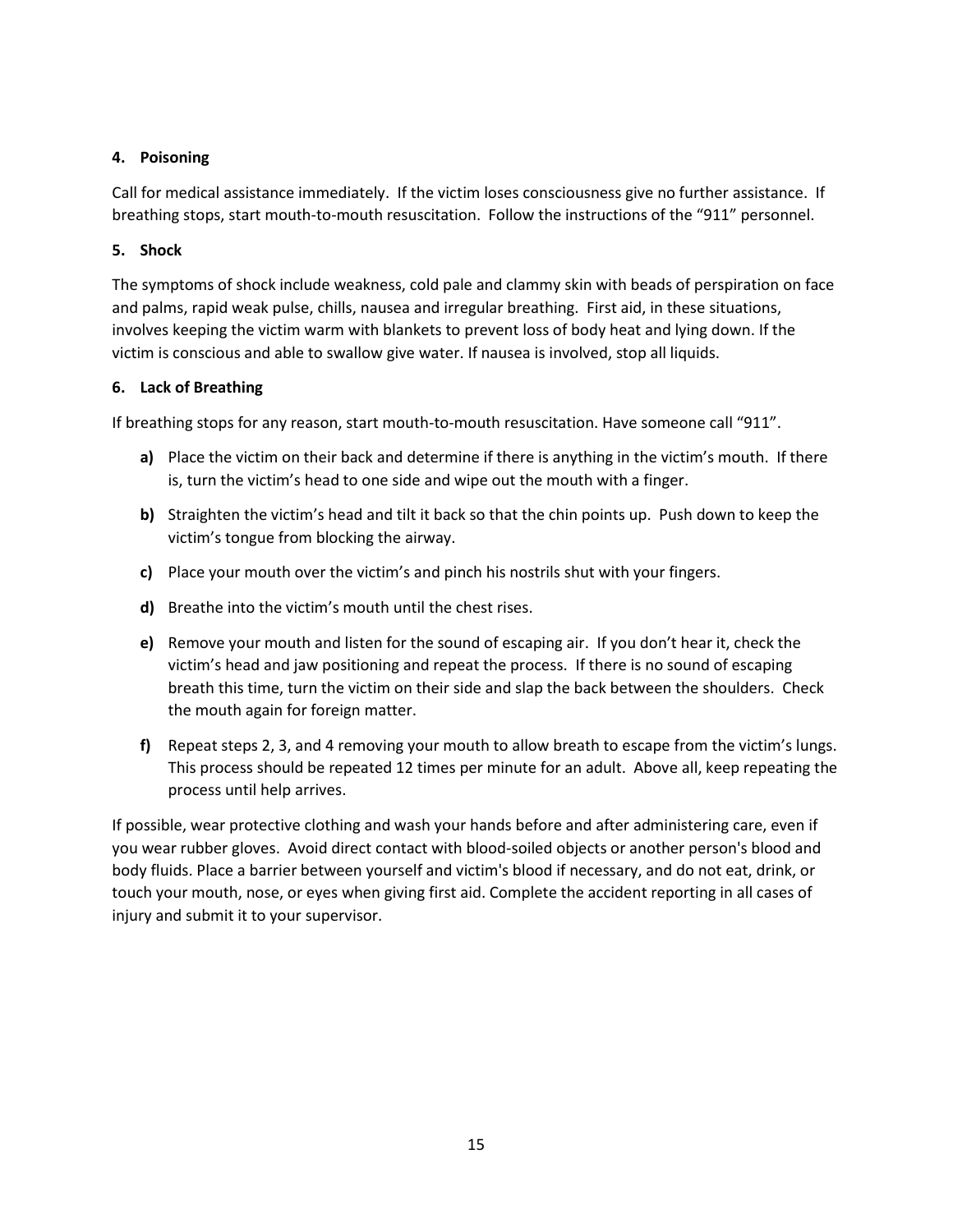**4. Poisoning**

Call for medical assistance immediately. If the victim loses consciousness give no further assistance. If breathing stops, start mouth-to-mouth resuscitation. Follow the instructions of the "911" personnel.

**5. Shock**

The symptoms of shock include weakness, cold pale and clammy skin with beads of perspiration on face and palms, rapid weak pulse, chills, nausea and irregular breathing. First aid, in these situations, involves keeping the victim warm with blankets to prevent loss of body heat and lying down. If the victim is conscious and able to swallow give water. If nausea is involved, stop all liquids.

**6. Lack of Breathing**

If breathing stops for any reason, start mouth-to-mouth resuscitation. Have someone call "911".

- **a)** Place the victim on their back and determine if there is anything in the victim's mouth. If there is, turn the victim's head to one side and wipe out the mouth with a finger.
- **b)** Straighten the victim's head and tilt it back so that the chin points up. Push down to keep the victim's tongue from blocking the airway.
- **c)** Place your mouth over the victim's and pinch his nostrils shut with your fingers.
- **d)** Breathe into the victim's mouth until the chest rises.
- **e)** Remove your mouth and listen for the sound of escaping air. If you don't hear it, check the victim's head and jaw positioning and repeat the process. If there is no sound of escaping breath this time, turn the victim on their side and slap the back between the shoulders. Check the mouth again for foreign matter.
- **f)** Repeat steps 2, 3, and 4 removing your mouth to allow breath to escape from the victim's lungs. This process should be repeated 12 times per minute for an adult. Above all, keep repeating the process until help arrives.

If possible, wear protective clothing and wash your hands before and after administering care, even if you wear rubber gloves. Avoid direct contact with blood-soiled objects or another person's blood and body fluids. Place a barrier between yourself and victim's blood if necessary, and do not eat, drink, or touch your mouth, nose, or eyes when giving first aid. Complete the accident reporting in all cases of injury and submit it to your supervisor.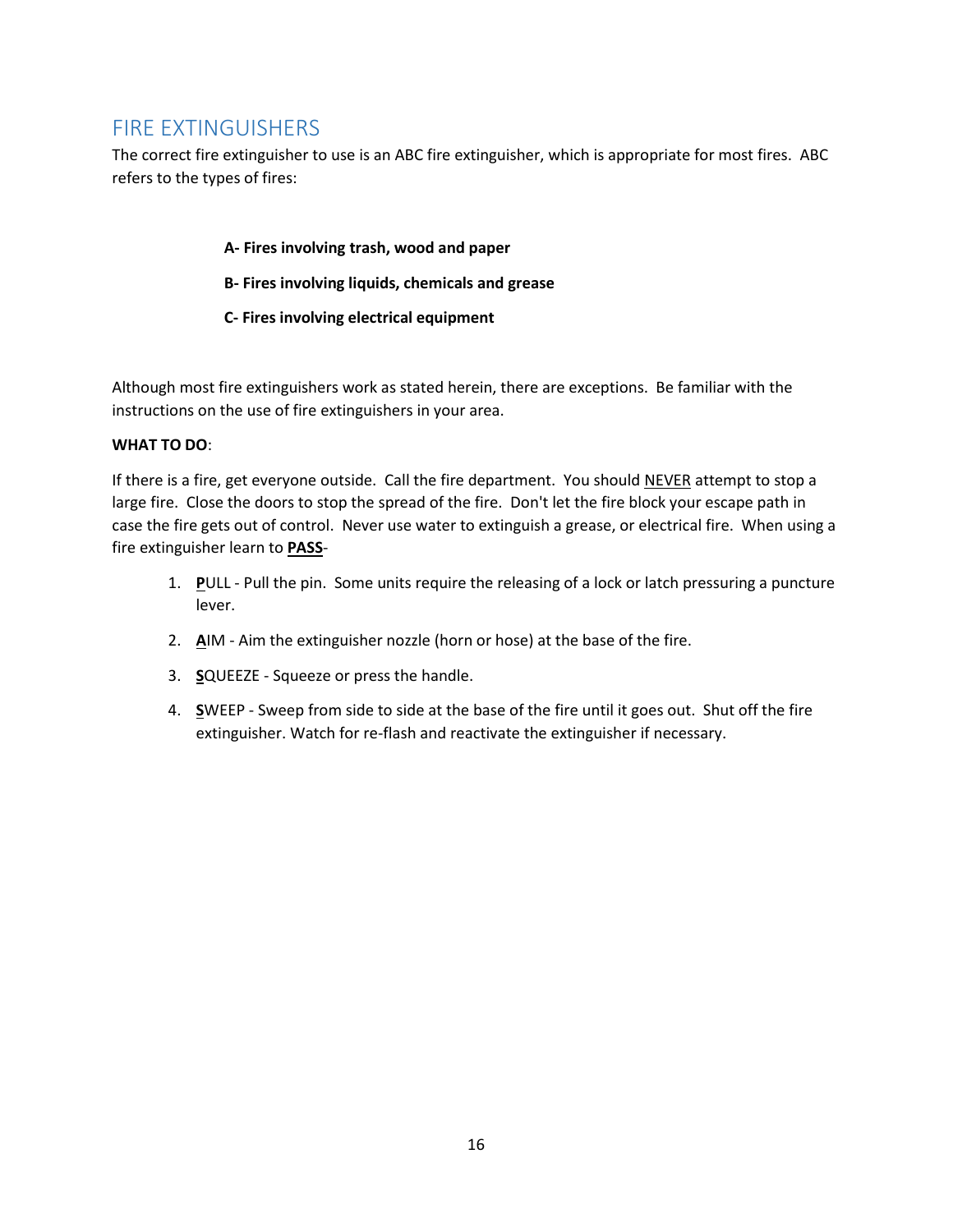## FIRE EXTINGUISHERS

The correct fire extinguisher to use is an ABC fire extinguisher, which is appropriate for most fires. ABC refers to the types of fires:

**A- Fires involving trash, wood and paper**

**B- Fires involving liquids, chemicals and grease**

**C- Fires involving electrical equipment**

Although most fire extinguishers work as stated herein, there are exceptions. Be familiar with the instructions on the use of fire extinguishers in your area.

**WHAT TO DO**:

If there is a fire, get everyone outside. Call the fire department. You should NEVER attempt to stop a large fire. Close the doors to stop the spread of the fire. Don't let the fire block your escape path in case the fire gets out of control. Never use water to extinguish a grease, or electrical fire. When using a fire extinguisher learn to **PASS**-

1. **P**ULL - Pull the pin. Some units require the releasing of a lock or latch pressuring a puncture lever.
2. **A**IM - Aim the extinguisher nozzle (horn or hose) at the base of the fire.
3. **S**QUEEZE - Squeeze or press the handle.
4. **S**WEEP - Sweep from side to side at the base of the fire until it goes out. Shut off the fire extinguisher. Watch for re-flash and reactivate the extinguisher if necessary.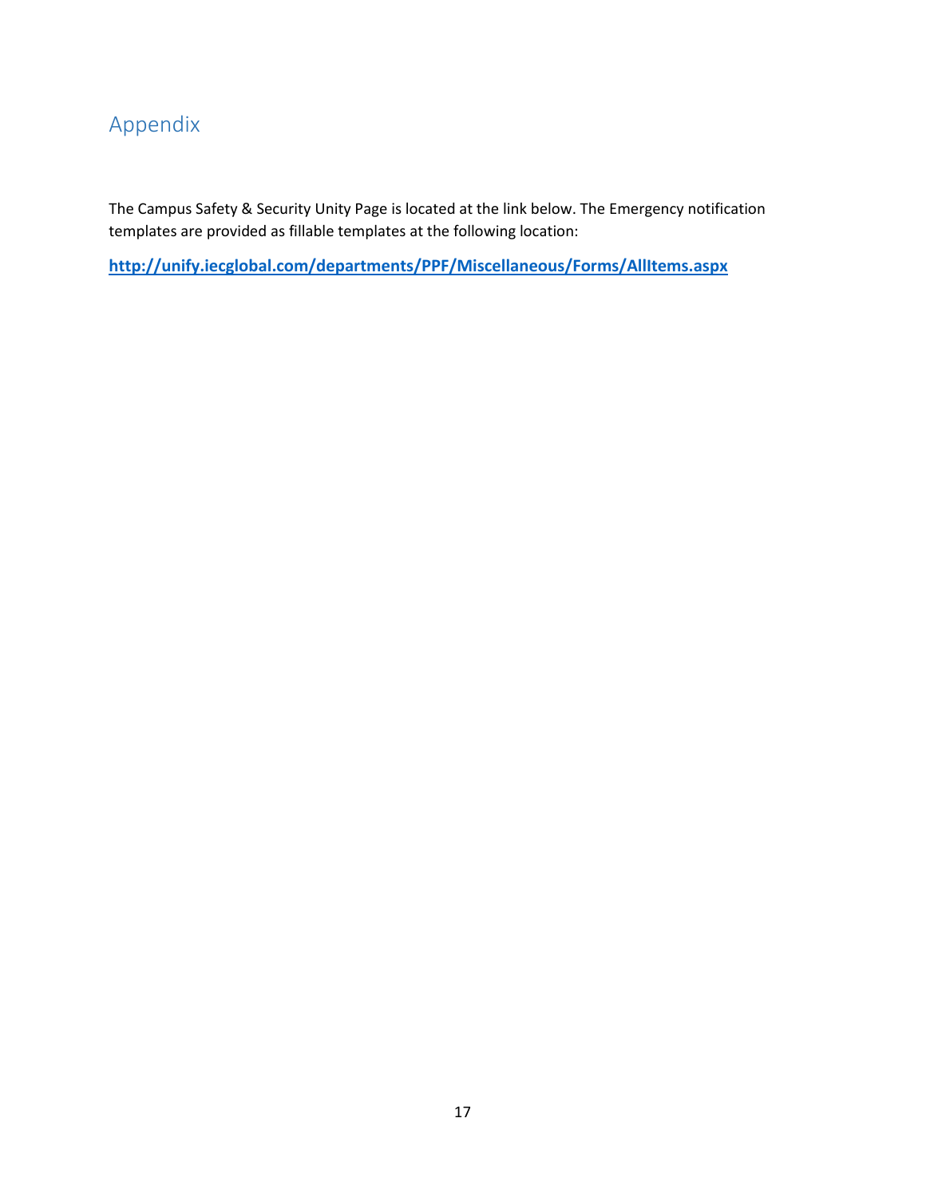# Appendix

The Campus Safety & Security Unity Page is located at the link below. The Emergency notification templates are provided as fillable templates at the following location:

**http://unify.iecglobal.com/departments/PPF/Miscellaneous/Forms/AllItems.aspx**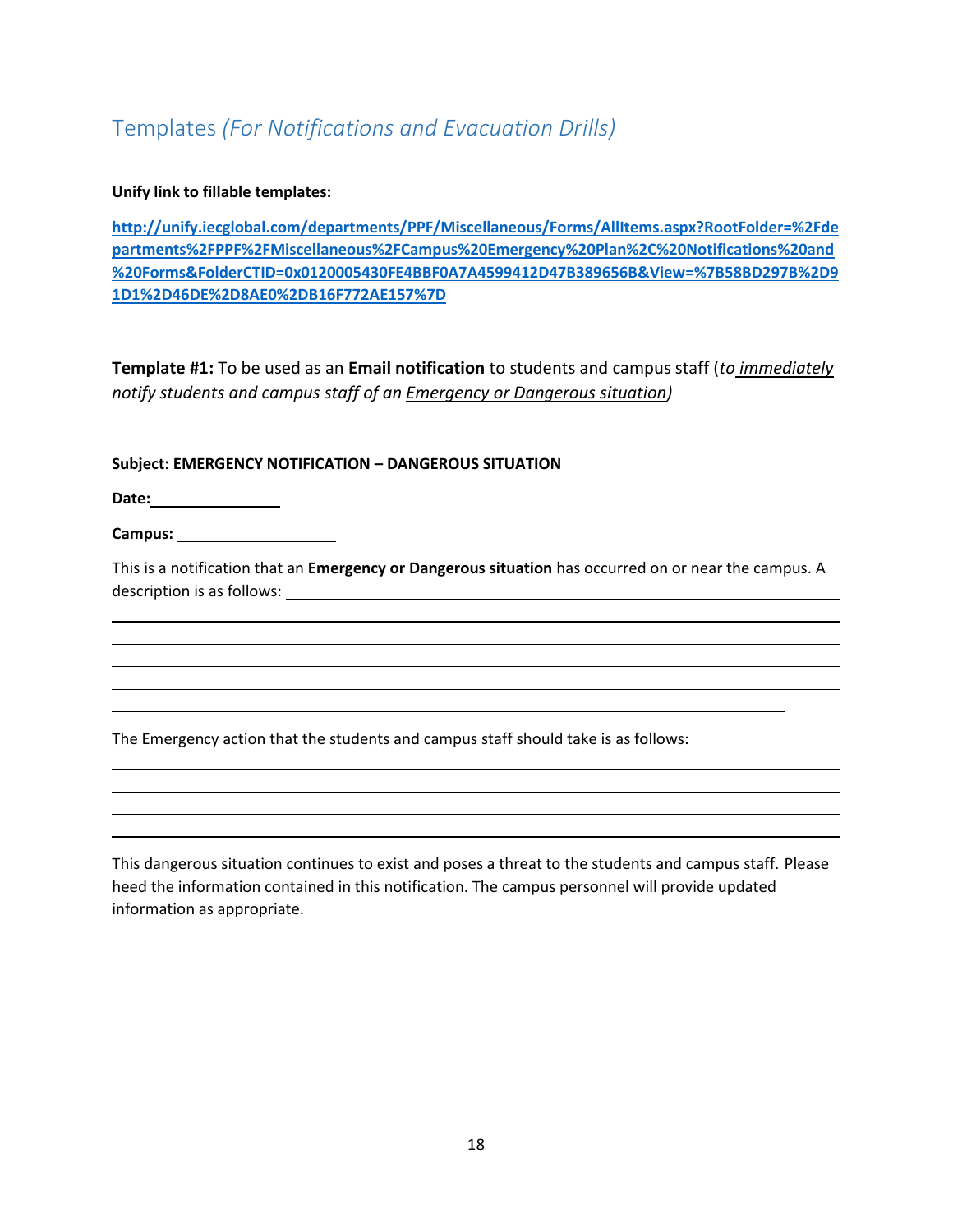## Templates *(For Notifications and Evacuation Drills)*

**Unify link to fillable templates:**

**http://unify.iecglobal.com/departments/PPF/Miscellaneous/Forms/AllItems.aspx?RootFolder=%2Fdepartments%2FPPF%2FMiscellaneous%2FCampus%20Emergency%20Plan%2C%20Notifications%20and%20Forms&FolderCTID=0x0120005430FE4BBF0A7A4599412D47B389656B&View=%7B58BD297B%2D91D1%2D46DE%2D8AE0%2DB16F772AE157%7D**

**Template #1:** To be used as an **Email notification** to students and campus staff (*to immediately notify students and campus staff of an Emergency or Dangerous situation)*

**Subject: EMERGENCY NOTIFICATION – DANGEROUS SITUATION**

**Date:**________________

**Campus:** ____________________

This is a notification that an **Emergency or Dangerous situation** has occurred on or near the campus. A description is as follows: ____________________________________________________________

____________________________________________________________________________________

____________________________________________________________________________________

____________________________________________________________________________________

____________________________________________________________________________________

________________________________________________________________________________

The Emergency action that the students and campus staff should take is as follows: _________________

____________________________________________________________________________________

____________________________________________________________________________________

____________________________________________________________________________________

____________________________________________________________________________________

This dangerous situation continues to exist and poses a threat to the students and campus staff. Please heed the information contained in this notification. The campus personnel will provide updated information as appropriate.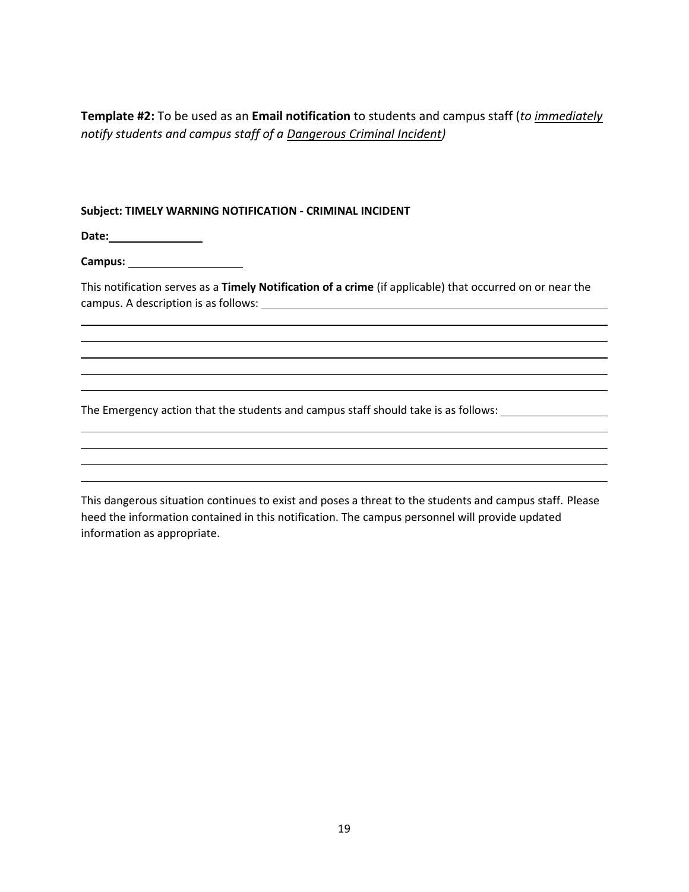**Template #2:** To be used as an **Email notification** to students and campus staff (*to <u>immediately</u> notify students and campus staff of a <u>Dangerous Criminal Incident</u>)*

**Subject: TIMELY WARNING NOTIFICATION - CRIMINAL INCIDENT**

**Date:** ________________

**Campus:** ____________________

This notification serves as a **Timely Notification of a crime** (if applicable) that occurred on or near the campus. A description is as follows: ____________________________________________

______________________________________________________________________________

______________________________________________________________________________

______________________________________________________________________________

______________________________________________________________________________

______________________________________________________________________________

The Emergency action that the students and campus staff should take is as follows: __________________

______________________________________________________________________________

______________________________________________________________________________

______________________________________________________________________________

______________________________________________________________________________

This dangerous situation continues to exist and poses a threat to the students and campus staff. Please heed the information contained in this notification. The campus personnel will provide updated information as appropriate.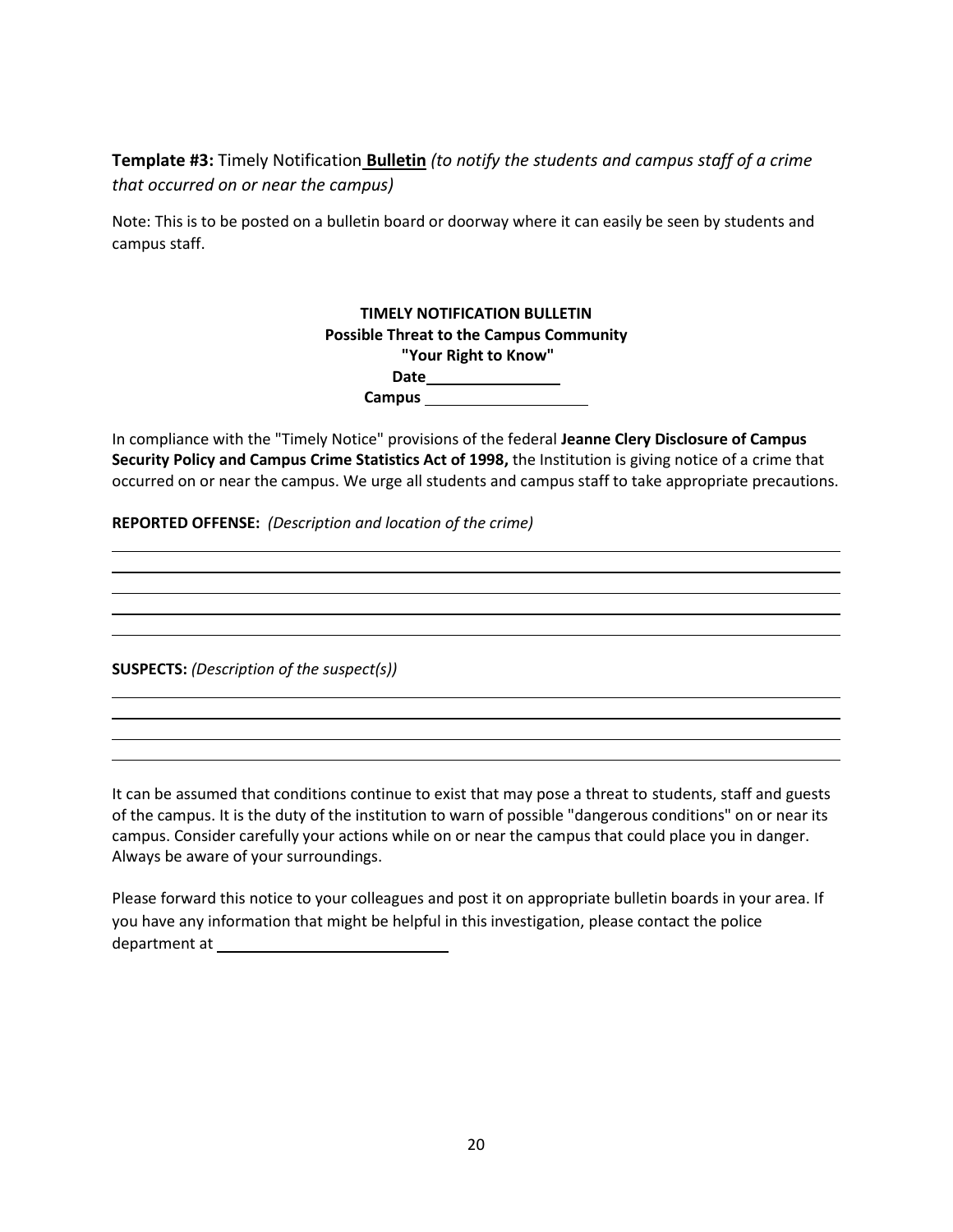**Template #3:** Timely Notification **Bulletin** *(to notify the students and campus staff of a crime that occurred on or near the campus)*

Note: This is to be posted on a bulletin board or doorway where it can easily be seen by students and campus staff.

**TIMELY NOTIFICATION BULLETIN**
**Possible Threat to the Campus Community**
**"Your Right to Know"**
**Date**\_\_\_\_\_\_\_\_\_\_\_\_\_\_\_\_
**Campus** \_\_\_\_\_\_\_\_\_\_\_\_\_\_\_\_\_\_\_\_

In compliance with the "Timely Notice" provisions of the federal **Jeanne Clery Disclosure of Campus Security Policy and Campus Crime Statistics Act of 1998,** the Institution is giving notice of a crime that occurred on or near the campus. We urge all students and campus staff to take appropriate precautions.

**REPORTED OFFENSE:** *(Description and location of the crime)*

\_\_\_\_\_\_\_\_\_\_\_\_\_\_\_\_\_\_\_\_\_\_\_\_\_\_\_\_\_\_\_\_\_\_\_\_\_\_\_\_\_\_\_\_\_\_\_\_\_\_\_\_\_\_\_\_\_\_\_\_\_\_\_\_\_\_\_\_\_\_\_\_\_\_\_\_

\_\_\_\_\_\_\_\_\_\_\_\_\_\_\_\_\_\_\_\_\_\_\_\_\_\_\_\_\_\_\_\_\_\_\_\_\_\_\_\_\_\_\_\_\_\_\_\_\_\_\_\_\_\_\_\_\_\_\_\_\_\_\_\_\_\_\_\_\_\_\_\_\_\_\_\_

\_\_\_\_\_\_\_\_\_\_\_\_\_\_\_\_\_\_\_\_\_\_\_\_\_\_\_\_\_\_\_\_\_\_\_\_\_\_\_\_\_\_\_\_\_\_\_\_\_\_\_\_\_\_\_\_\_\_\_\_\_\_\_\_\_\_\_\_\_\_\_\_\_\_\_\_

\_\_\_\_\_\_\_\_\_\_\_\_\_\_\_\_\_\_\_\_\_\_\_\_\_\_\_\_\_\_\_\_\_\_\_\_\_\_\_\_\_\_\_\_\_\_\_\_\_\_\_\_\_\_\_\_\_\_\_\_\_\_\_\_\_\_\_\_\_\_\_\_\_\_\_\_

\_\_\_\_\_\_\_\_\_\_\_\_\_\_\_\_\_\_\_\_\_\_\_\_\_\_\_\_\_\_\_\_\_\_\_\_\_\_\_\_\_\_\_\_\_\_\_\_\_\_\_\_\_\_\_\_\_\_\_\_\_\_\_\_\_\_\_\_\_\_\_\_\_\_\_\_

**SUSPECTS:** *(Description of the suspect(s))*

\_\_\_\_\_\_\_\_\_\_\_\_\_\_\_\_\_\_\_\_\_\_\_\_\_\_\_\_\_\_\_\_\_\_\_\_\_\_\_\_\_\_\_\_\_\_\_\_\_\_\_\_\_\_\_\_\_\_\_\_\_\_\_\_\_\_\_\_\_\_\_\_\_\_\_\_

\_\_\_\_\_\_\_\_\_\_\_\_\_\_\_\_\_\_\_\_\_\_\_\_\_\_\_\_\_\_\_\_\_\_\_\_\_\_\_\_\_\_\_\_\_\_\_\_\_\_\_\_\_\_\_\_\_\_\_\_\_\_\_\_\_\_\_\_\_\_\_\_\_\_\_\_

\_\_\_\_\_\_\_\_\_\_\_\_\_\_\_\_\_\_\_\_\_\_\_\_\_\_\_\_\_\_\_\_\_\_\_\_\_\_\_\_\_\_\_\_\_\_\_\_\_\_\_\_\_\_\_\_\_\_\_\_\_\_\_\_\_\_\_\_\_\_\_\_\_\_\_\_

\_\_\_\_\_\_\_\_\_\_\_\_\_\_\_\_\_\_\_\_\_\_\_\_\_\_\_\_\_\_\_\_\_\_\_\_\_\_\_\_\_\_\_\_\_\_\_\_\_\_\_\_\_\_\_\_\_\_\_\_\_\_\_\_\_\_\_\_\_\_\_\_\_\_\_\_

It can be assumed that conditions continue to exist that may pose a threat to students, staff and guests of the campus. It is the duty of the institution to warn of possible "dangerous conditions" on or near its campus. Consider carefully your actions while on or near the campus that could place you in danger. Always be aware of your surroundings.

Please forward this notice to your colleagues and post it on appropriate bulletin boards in your area. If you have any information that might be helpful in this investigation, please contact the police department at \_\_\_\_\_\_\_\_\_\_\_\_\_\_\_\_\_\_\_\_\_\_\_\_\_\_\_\_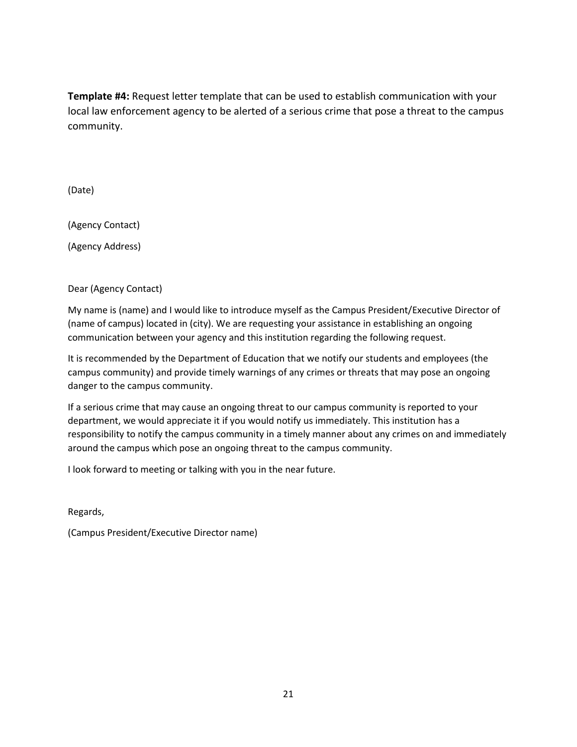**Template #4:** Request letter template that can be used to establish communication with your local law enforcement agency to be alerted of a serious crime that pose a threat to the campus community.

(Date)

(Agency Contact)

(Agency Address)

Dear (Agency Contact)

My name is (name) and I would like to introduce myself as the Campus President/Executive Director of (name of campus) located in (city). We are requesting your assistance in establishing an ongoing communication between your agency and this institution regarding the following request.

It is recommended by the Department of Education that we notify our students and employees (the campus community) and provide timely warnings of any crimes or threats that may pose an ongoing danger to the campus community.

If a serious crime that may cause an ongoing threat to our campus community is reported to your department, we would appreciate it if you would notify us immediately. This institution has a responsibility to notify the campus community in a timely manner about any crimes on and immediately around the campus which pose an ongoing threat to the campus community.

I look forward to meeting or talking with you in the near future.

Regards,

(Campus President/Executive Director name)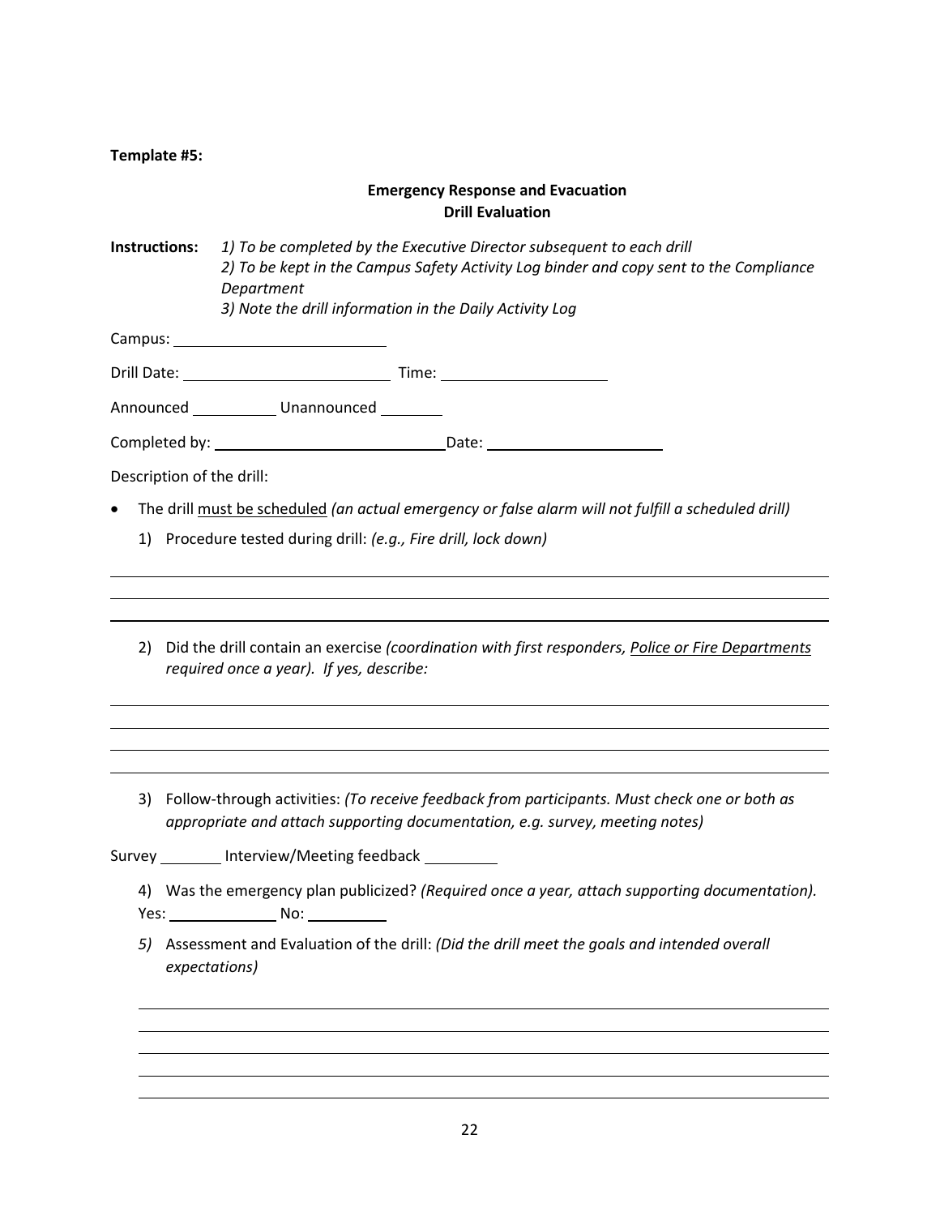**Template #5:**

## Emergency Response and Evacuation Drill Evaluation

**Instructions:** *1) To be completed by the Executive Director subsequent to each drill*
*2) To be kept in the Campus Safety Activity Log binder and copy sent to the Compliance Department*
*3) Note the drill information in the Daily Activity Log*

Campus: ________________________

Drill Date: ______________________ Time: ___________________

Announced __________ Unannounced _______

Completed by: __________________________ Date: ____________________

Description of the drill:

- The drill <u>must be scheduled</u> *(an actual emergency or false alarm will not fulfill a scheduled drill)*

1) Procedure tested during drill: *(e.g., Fire drill, lock down)*

_______________________________________________________________________________

_______________________________________________________________________________

_______________________________________________________________________________

2) Did the drill contain an exercise *(coordination with first responders, <u>Police or Fire Departments</u> required once a year). If yes, describe:*

_______________________________________________________________________________

_______________________________________________________________________________

_______________________________________________________________________________

_______________________________________________________________________________

3) Follow-through activities: *(To receive feedback from participants. Must check one or both as appropriate and attach supporting documentation, e.g. survey, meeting notes)*

Survey _______ Interview/Meeting feedback ________

4) Was the emergency plan publicized? *(Required once a year, attach supporting documentation).*
Yes: ____________ No: _________

5) Assessment and Evaluation of the drill: *(Did the drill meet the goals and intended overall expectations)*

_______________________________________________________________________________

_______________________________________________________________________________

_______________________________________________________________________________

_______________________________________________________________________________

_______________________________________________________________________________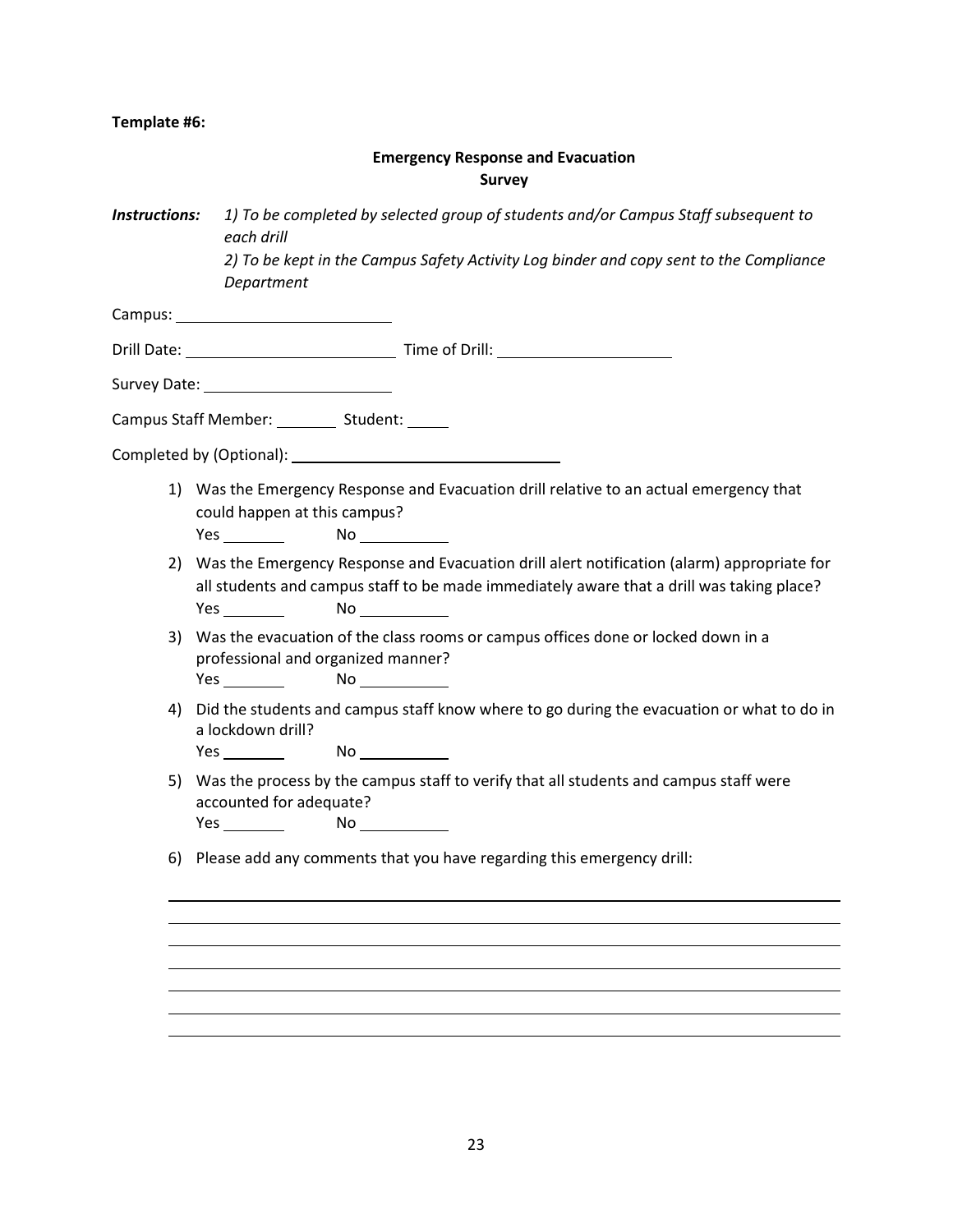**Template #6:**

**Emergency Response and Evacuation**
**Survey**

***Instructions:*** *1) To be completed by selected group of students and/or Campus Staff subsequent to each drill*
*2) To be kept in the Campus Safety Activity Log binder and copy sent to the Compliance Department*

Campus: ________________________

Drill Date: ________________________ Time of Drill: ____________________

Survey Date: ______________________

Campus Staff Member: _______ Student: _____

Completed by (Optional): ________________________________

1) Was the Emergency Response and Evacuation drill relative to an actual emergency that could happen at this campus?
   Yes _______ No __________

2) Was the Emergency Response and Evacuation drill alert notification (alarm) appropriate for all students and campus staff to be made immediately aware that a drill was taking place?
   Yes _______ No __________

3) Was the evacuation of the class rooms or campus offices done or locked down in a professional and organized manner?
   Yes _______ No __________

4) Did the students and campus staff know where to go during the evacuation or what to do in a lockdown drill?
   Yes _______ No __________

5) Was the process by the campus staff to verify that all students and campus staff were accounted for adequate?
   Yes _______ No __________

6) Please add any comments that you have regarding this emergency drill:

______________________________________________________________________

______________________________________________________________________

______________________________________________________________________

______________________________________________________________________

______________________________________________________________________

______________________________________________________________________

______________________________________________________________________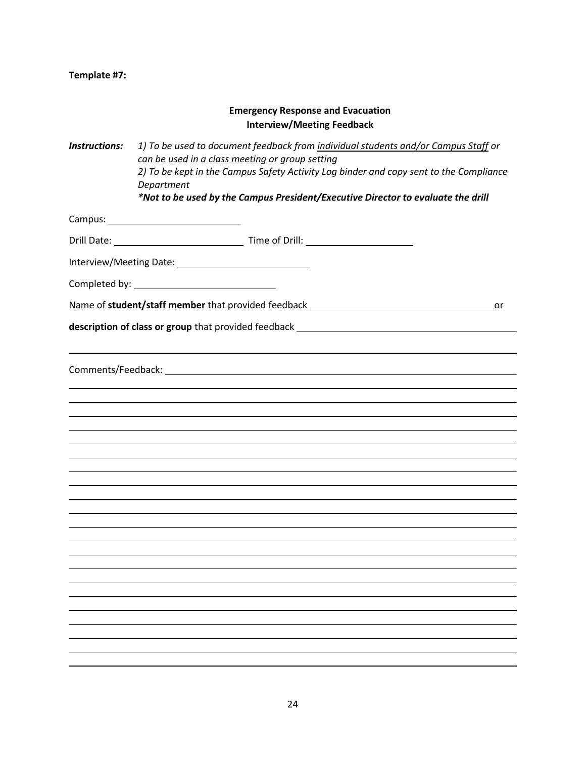**Template #7:**

## Emergency Response and Evacuation
## Interview/Meeting Feedback

***Instructions:*** *1) To be used to document feedback from* ***individual students and/or Campus Staff*** *or can be used in a* ***class meeting*** *or group setting*
*2) To be kept in the Campus Safety Activity Log binder and copy sent to the Compliance Department*
***\*Not to be used by the Campus President/Executive Director to evaluate the drill***

Campus: ______________________

Drill Date: ______________________ Time of Drill: ____________________

Interview/Meeting Date: ______________________

Completed by: ______________________

Name of **student/staff member** that provided feedback ________________________________ or

**description of class or group** that provided feedback ________________________________

_______________________________________________________________________________

Comments/Feedback: ___________________________________________________________

_______________________________________________________________________________

_______________________________________________________________________________

_______________________________________________________________________________

_______________________________________________________________________________

_______________________________________________________________________________

_______________________________________________________________________________

_______________________________________________________________________________

_______________________________________________________________________________

_______________________________________________________________________________

_______________________________________________________________________________

_______________________________________________________________________________

_______________________________________________________________________________

_______________________________________________________________________________

_______________________________________________________________________________

_______________________________________________________________________________

_______________________________________________________________________________

_______________________________________________________________________________

_______________________________________________________________________________

_______________________________________________________________________________